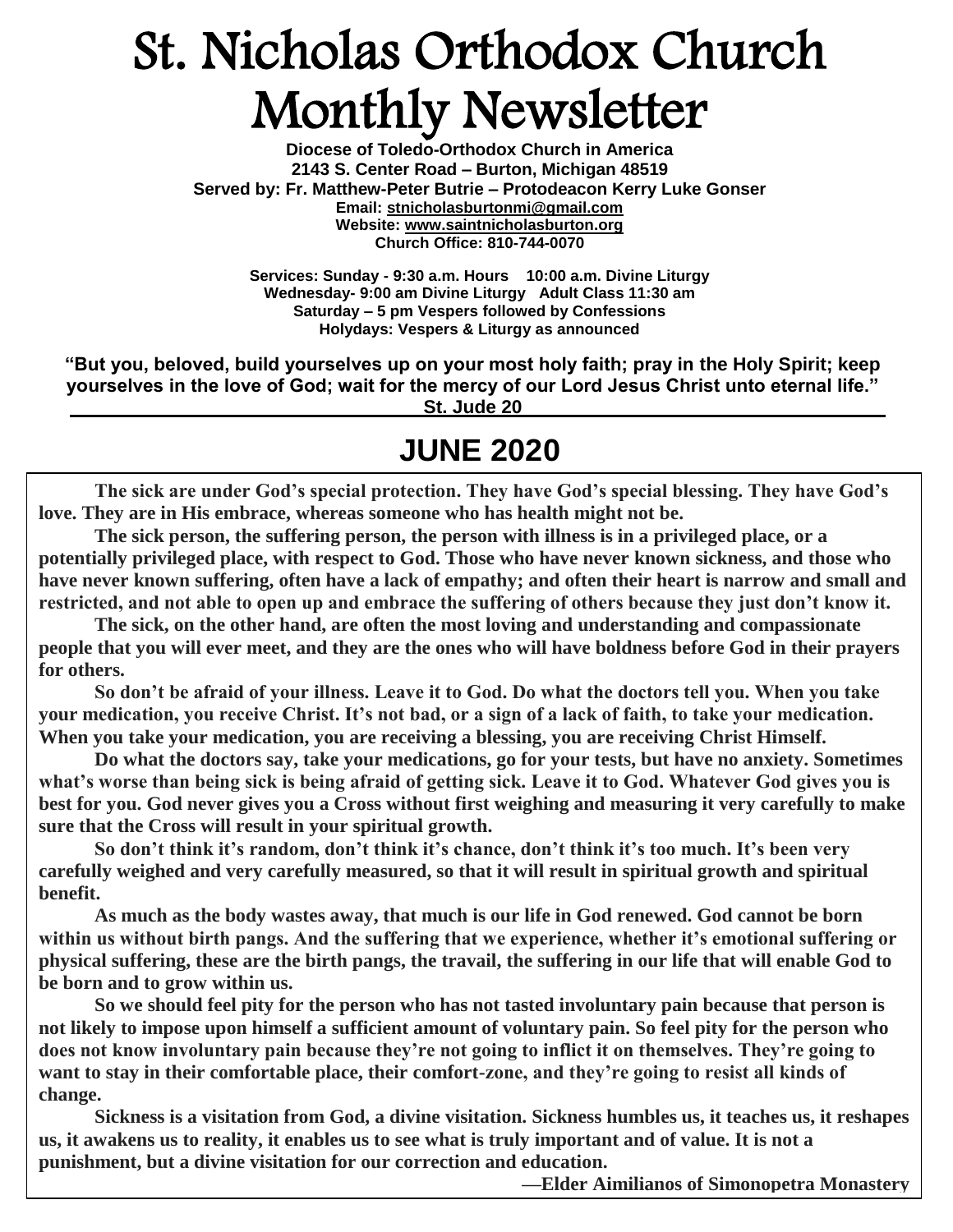# St. Nicholas Orthodox Church Monthly Newsletter

**Diocese of Toledo-Orthodox Church in America**
**2143 S. Center Road – Burton, Michigan 48519**
**Served by: Fr. Matthew-Peter Butrie – Protodeacon Kerry Luke Gonser**
**Email: stnicholasburtonmi@gmail.com**
**Website: www.saintnicholasburton.org**
**Church Office: 810-744-0070**

**Services: Sunday - 9:30 a.m. Hours 10:00 a.m. Divine Liturgy**
**Wednesday- 9:00 am Divine Liturgy Adult Class 11:30 am**
**Saturday – 5 pm Vespers followed by Confessions**
**Holydays: Vespers & Liturgy as announced**

**"But you, beloved, build yourselves up on your most holy faith; pray in the Holy Spirit; keep yourselves in the love of God; wait for the mercy of our Lord Jesus Christ unto eternal life." St. Jude 20**

## JUNE 2020

**The sick are under God's special protection. They have God's special blessing. They have God's love. They are in His embrace, whereas someone who has health might not be.**

**The sick person, the suffering person, the person with illness is in a privileged place, or a potentially privileged place, with respect to God. Those who have never known sickness, and those who have never known suffering, often have a lack of empathy; and often their heart is narrow and small and restricted, and not able to open up and embrace the suffering of others because they just don't know it.**

**The sick, on the other hand, are often the most loving and understanding and compassionate people that you will ever meet, and they are the ones who will have boldness before God in their prayers for others.**

**So don't be afraid of your illness. Leave it to God. Do what the doctors tell you. When you take your medication, you receive Christ. It's not bad, or a sign of a lack of faith, to take your medication. When you take your medication, you are receiving a blessing, you are receiving Christ Himself.**

**Do what the doctors say, take your medications, go for your tests, but have no anxiety. Sometimes what's worse than being sick is being afraid of getting sick. Leave it to God. Whatever God gives you is best for you. God never gives you a Cross without first weighing and measuring it very carefully to make sure that the Cross will result in your spiritual growth.**

**So don't think it's random, don't think it's chance, don't think it's too much. It's been very carefully weighed and very carefully measured, so that it will result in spiritual growth and spiritual benefit.**

**As much as the body wastes away, that much is our life in God renewed. God cannot be born within us without birth pangs. And the suffering that we experience, whether it's emotional suffering or physical suffering, these are the birth pangs, the travail, the suffering in our life that will enable God to be born and to grow within us.**

**So we should feel pity for the person who has not tasted involuntary pain because that person is not likely to impose upon himself a sufficient amount of voluntary pain. So feel pity for the person who does not know involuntary pain because they're not going to inflict it on themselves. They're going to want to stay in their comfortable place, their comfort-zone, and they're going to resist all kinds of change.**

**Sickness is a visitation from God, a divine visitation. Sickness humbles us, it teaches us, it reshapes us, it awakens us to reality, it enables us to see what is truly important and of value. It is not a punishment, but a divine visitation for our correction and education.**

**—Elder Aimilianos of Simonopetra Monastery**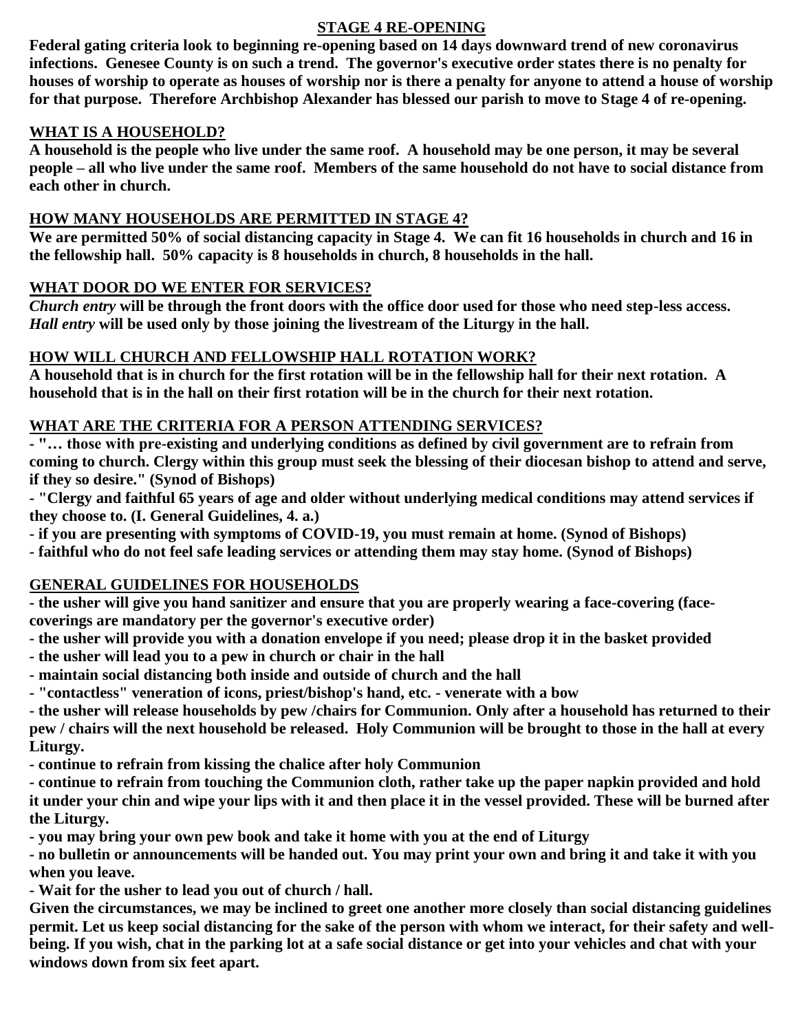## STAGE 4 RE-OPENING

**Federal gating criteria look to beginning re-opening based on 14 days downward trend of new coronavirus infections. Genesee County is on such a trend. The governor's executive order states there is no penalty for houses of worship to operate as houses of worship nor is there a penalty for anyone to attend a house of worship for that purpose. Therefore Archbishop Alexander has blessed our parish to move to Stage 4 of re-opening.**

### WHAT IS A HOUSEHOLD?

**A household is the people who live under the same roof. A household may be one person, it may be several people – all who live under the same roof. Members of the same household do not have to social distance from each other in church.**

### HOW MANY HOUSEHOLDS ARE PERMITTED IN STAGE 4?

**We are permitted 50% of social distancing capacity in Stage 4. We can fit 16 households in church and 16 in the fellowship hall. 50% capacity is 8 households in church, 8 households in the hall.**

### WHAT DOOR DO WE ENTER FOR SERVICES?

***Church entry*** **will be through the front doors with the office door used for those who need step-less access.**
***Hall entry*** **will be used only by those joining the livestream of the Liturgy in the hall.**

### HOW WILL CHURCH AND FELLOWSHIP HALL ROTATION WORK?

**A household that is in church for the first rotation will be in the fellowship hall for their next rotation. A household that is in the hall on their first rotation will be in the church for their next rotation.**

### WHAT ARE THE CRITERIA FOR A PERSON ATTENDING SERVICES?

**- "… those with pre-existing and underlying conditions as defined by civil government are to refrain from coming to church. Clergy within this group must seek the blessing of their diocesan bishop to attend and serve, if they so desire." (Synod of Bishops)**
**- "Clergy and faithful 65 years of age and older without underlying medical conditions may attend services if they choose to. (I. General Guidelines, 4. a.)**
**- if you are presenting with symptoms of COVID-19, you must remain at home. (Synod of Bishops)**
**- faithful who do not feel safe leading services or attending them may stay home. (Synod of Bishops)**

### GENERAL GUIDELINES FOR HOUSEHOLDS

**- the usher will give you hand sanitizer and ensure that you are properly wearing a face-covering (face-coverings are mandatory per the governor's executive order)**
**- the usher will provide you with a donation envelope if you need; please drop it in the basket provided**
**- the usher will lead you to a pew in church or chair in the hall**
**- maintain social distancing both inside and outside of church and the hall**
**- "contactless" veneration of icons, priest/bishop's hand, etc. - venerate with a bow**
**- the usher will release households by pew /chairs for Communion. Only after a household has returned to their pew / chairs will the next household be released. Holy Communion will be brought to those in the hall at every Liturgy.**
**- continue to refrain from kissing the chalice after holy Communion**
**- continue to refrain from touching the Communion cloth, rather take up the paper napkin provided and hold it under your chin and wipe your lips with it and then place it in the vessel provided. These will be burned after the Liturgy.**
**- you may bring your own pew book and take it home with you at the end of Liturgy**
**- no bulletin or announcements will be handed out. You may print your own and bring it and take it with you when you leave.**
**- Wait for the usher to lead you out of church / hall.**

**Given the circumstances, we may be inclined to greet one another more closely than social distancing guidelines permit. Let us keep social distancing for the sake of the person with whom we interact, for their safety and well-being. If you wish, chat in the parking lot at a safe social distance or get into your vehicles and chat with your windows down from six feet apart.**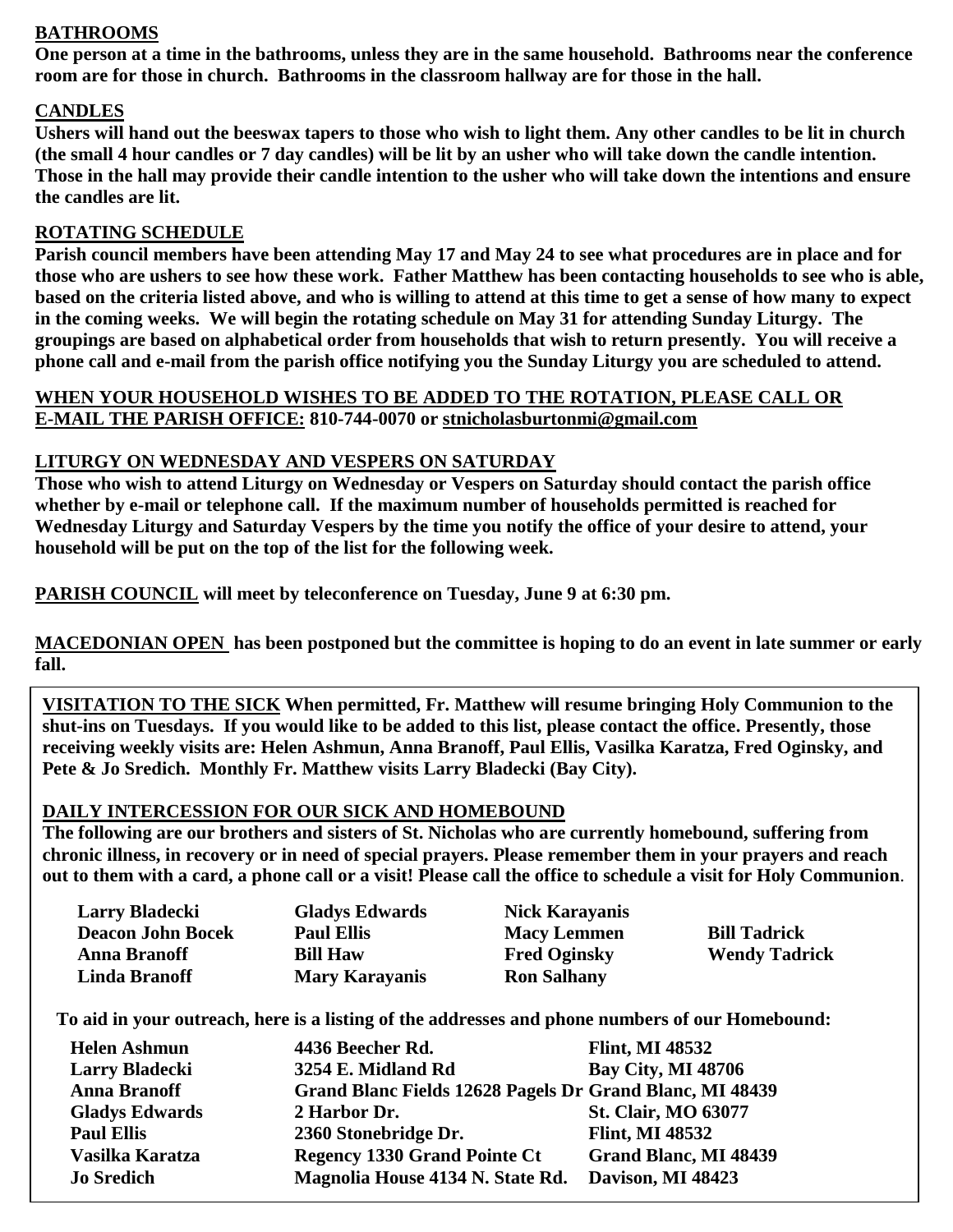**BATHROOMS**

**One person at a time in the bathrooms, unless they are in the same household. Bathrooms near the conference room are for those in church. Bathrooms in the classroom hallway are for those in the hall.**

**CANDLES**

**Ushers will hand out the beeswax tapers to those who wish to light them. Any other candles to be lit in church (the small 4 hour candles or 7 day candles) will be lit by an usher who will take down the candle intention. Those in the hall may provide their candle intention to the usher who will take down the intentions and ensure the candles are lit.**

**ROTATING SCHEDULE**

**Parish council members have been attending May 17 and May 24 to see what procedures are in place and for those who are ushers to see how these work. Father Matthew has been contacting households to see who is able, based on the criteria listed above, and who is willing to attend at this time to get a sense of how many to expect in the coming weeks. We will begin the rotating schedule on May 31 for attending Sunday Liturgy. The groupings are based on alphabetical order from households that wish to return presently. You will receive a phone call and e-mail from the parish office notifying you the Sunday Liturgy you are scheduled to attend.**

**WHEN YOUR HOUSEHOLD WISHES TO BE ADDED TO THE ROTATION, PLEASE CALL OR E-MAIL THE PARISH OFFICE: 810-744-0070 or stnicholasburtonmi@gmail.com**

**LITURGY ON WEDNESDAY AND VESPERS ON SATURDAY**

**Those who wish to attend Liturgy on Wednesday or Vespers on Saturday should contact the parish office whether by e-mail or telephone call. If the maximum number of households permitted is reached for Wednesday Liturgy and Saturday Vespers by the time you notify the office of your desire to attend, your household will be put on the top of the list for the following week.**

**PARISH COUNCIL will meet by teleconference on Tuesday, June 9 at 6:30 pm.**

**MACEDONIAN OPEN has been postponed but the committee is hoping to do an event in late summer or early fall.**

**VISITATION TO THE SICK When permitted, Fr. Matthew will resume bringing Holy Communion to the shut-ins on Tuesdays. If you would like to be added to this list, please contact the office. Presently, those receiving weekly visits are: Helen Ashmun, Anna Branoff, Paul Ellis, Vasilka Karatza, Fred Oginsky, and Pete & Jo Sredich. Monthly Fr. Matthew visits Larry Bladecki (Bay City).**

**DAILY INTERCESSION FOR OUR SICK AND HOMEBOUND**

**The following are our brothers and sisters of St. Nicholas who are currently homebound, suffering from chronic illness, in recovery or in need of special prayers. Please remember them in your prayers and reach out to them with a card, a phone call or a visit! Please call the office to schedule a visit for Holy Communion.**

| | | | |
|---|---|---|---|
| **Larry Bladecki** | **Gladys Edwards** | **Nick Karayanis** | |
| **Deacon John Bocek** | **Paul Ellis** | **Macy Lemmen** | **Bill Tadrick** |
| **Anna Branoff** | **Bill Haw** | **Fred Oginsky** | **Wendy Tadrick** |
| **Linda Branoff** | **Mary Karayanis** | **Ron Salhany** | |

**To aid in your outreach, here is a listing of the addresses and phone numbers of our Homebound:**

| | | |
|---|---|---|
| **Helen Ashmun** | **4436 Beecher Rd.** | **Flint, MI 48532** |
| **Larry Bladecki** | **3254 E. Midland Rd** | **Bay City, MI 48706** |
| **Anna Branoff** | **Grand Blanc Fields 12628 Pagels Dr** | **Grand Blanc, MI 48439** |
| **Gladys Edwards** | **2 Harbor Dr.** | **St. Clair, MO 63077** |
| **Paul Ellis** | **2360 Stonebridge Dr.** | **Flint, MI 48532** |
| **Vasilka Karatza** | **Regency 1330 Grand Pointe Ct** | **Grand Blanc, MI 48439** |
| **Jo Sredich** | **Magnolia House 4134 N. State Rd.** | **Davison, MI 48423** |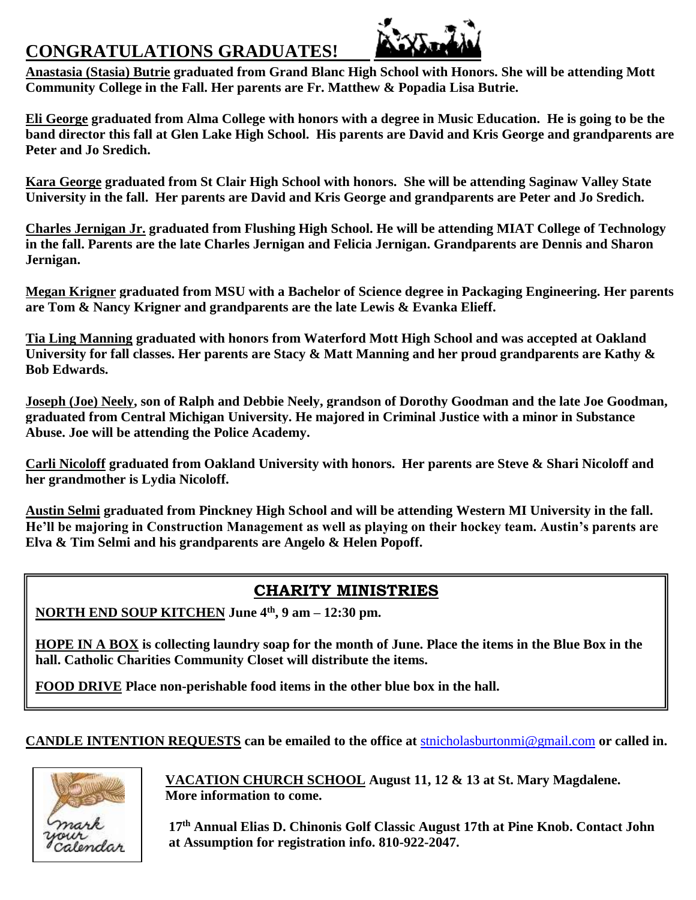# CONGRATULATIONS GRADUATES!

**Anastasia (Stasia) Butrie graduated from Grand Blanc High School with Honors. She will be attending Mott Community College in the Fall. Her parents are Fr. Matthew & Popadia Lisa Butrie.**

**Eli George graduated from Alma College with honors with a degree in Music Education. He is going to be the band director this fall at Glen Lake High School. His parents are David and Kris George and grandparents are Peter and Jo Sredich.**

**Kara George graduated from St Clair High School with honors. She will be attending Saginaw Valley State University in the fall. Her parents are David and Kris George and grandparents are Peter and Jo Sredich.**

**Charles Jernigan Jr. graduated from Flushing High School. He will be attending MIAT College of Technology in the fall. Parents are the late Charles Jernigan and Felicia Jernigan. Grandparents are Dennis and Sharon Jernigan.**

**Megan Krigner graduated from MSU with a Bachelor of Science degree in Packaging Engineering. Her parents are Tom & Nancy Krigner and grandparents are the late Lewis & Evanka Elieff.**

**Tia Ling Manning graduated with honors from Waterford Mott High School and was accepted at Oakland University for fall classes. Her parents are Stacy & Matt Manning and her proud grandparents are Kathy & Bob Edwards.**

**Joseph (Joe) Neely, son of Ralph and Debbie Neely, grandson of Dorothy Goodman and the late Joe Goodman, graduated from Central Michigan University. He majored in Criminal Justice with a minor in Substance Abuse. Joe will be attending the Police Academy.**

**Carli Nicoloff graduated from Oakland University with honors. Her parents are Steve & Shari Nicoloff and her grandmother is Lydia Nicoloff.**

**Austin Selmi graduated from Pinckney High School and will be attending Western MI University in the fall. He'll be majoring in Construction Management as well as playing on their hockey team. Austin's parents are Elva & Tim Selmi and his grandparents are Angelo & Helen Popoff.**

## CHARITY MINISTRIES

**NORTH END SOUP KITCHEN June 4th, 9 am – 12:30 pm.**

**HOPE IN A BOX is collecting laundry soap for the month of June. Place the items in the Blue Box in the hall. Catholic Charities Community Closet will distribute the items.**

**FOOD DRIVE Place non-perishable food items in the other blue box in the hall.**

**CANDLE INTENTION REQUESTS can be emailed to the office at stnicholasburtonmi@gmail.com or called in.**

mark your Calendar

**VACATION CHURCH SCHOOL August 11, 12 & 13 at St. Mary Magdalene. More information to come.**

**17th Annual Elias D. Chinonis Golf Classic August 17th at Pine Knob. Contact John at Assumption for registration info. 810-922-2047.**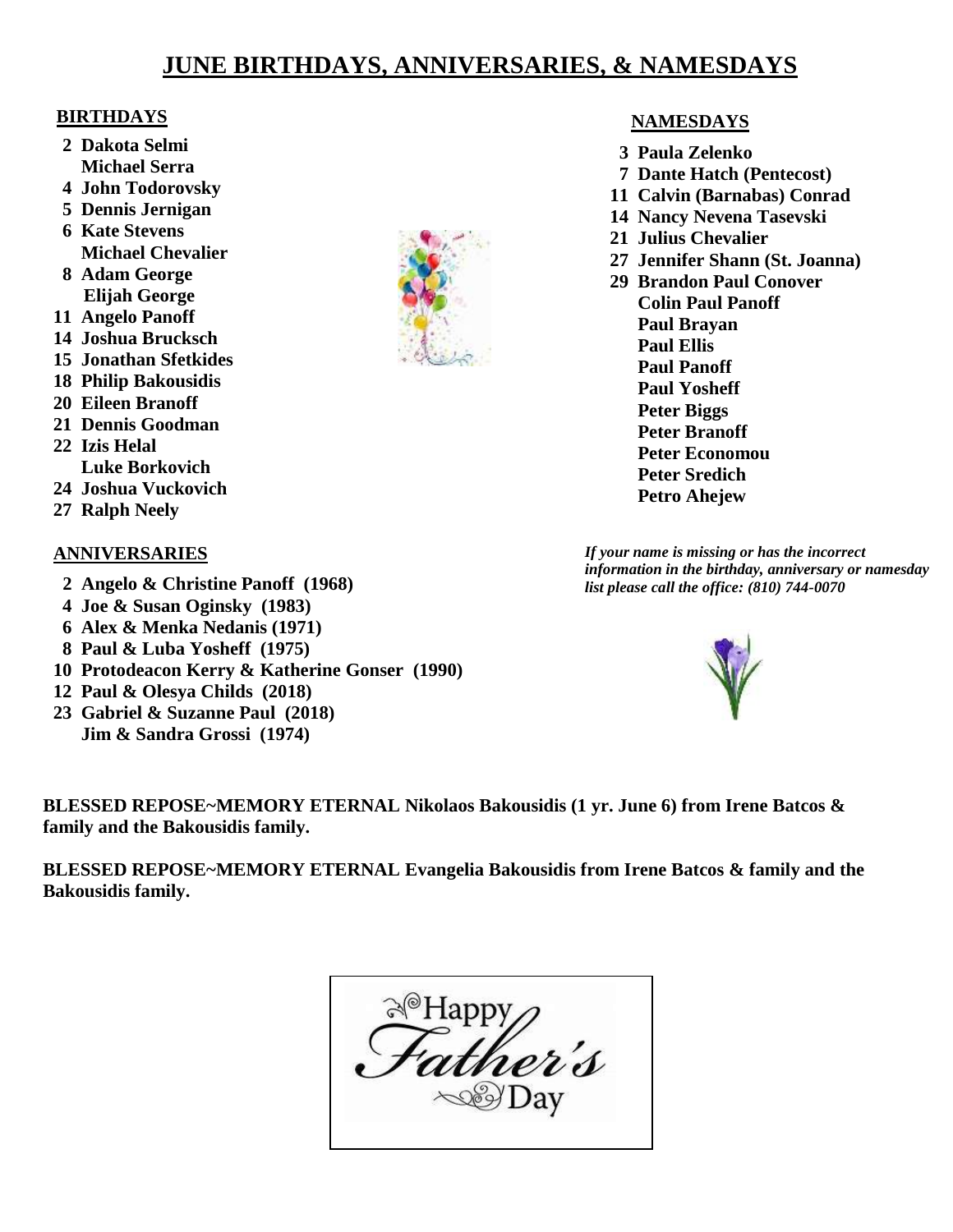# JUNE BIRTHDAYS, ANNIVERSARIES, & NAMESDAYS

## BIRTHDAYS

**2** Dakota Selmi
Michael Serra
**4** John Todorovsky
**5** Dennis Jernigan
**6** Kate Stevens
Michael Chevalier
**8** Adam George
Elijah George
**11** Angelo Panoff
**14** Joshua Brucksch
**15** Jonathan Sfetkides
**18** Philip Bakousidis
**20** Eileen Branoff
**21** Dennis Goodman
**22** Izis Helal
Luke Borkovich
**24** Joshua Vuckovich
**27** Ralph Neely

## ANNIVERSARIES

**2** Angelo & Christine Panoff (1968)
**4** Joe & Susan Oginsky (1983)
**6** Alex & Menka Nedanis (1971)
**8** Paul & Luba Yosheff (1975)
**10** Protodeacon Kerry & Katherine Gonser (1990)
**12** Paul & Olesya Childs (2018)
**23** Gabriel & Suzanne Paul (2018)
Jim & Sandra Grossi (1974)

## NAMESDAYS

**3** Paula Zelenko
**7** Dante Hatch (Pentecost)
**11** Calvin (Barnabas) Conrad
**14** Nancy Nevena Tasevski
**21** Julius Chevalier
**27** Jennifer Shann (St. Joanna)
**29** Brandon Paul Conover
Colin Paul Panoff
Paul Brayan
Paul Ellis
Paul Panoff
Paul Yosheff
Peter Biggs
Peter Branoff
Peter Economou
Peter Sredich
Petro Ahejew

*If your name is missing or has the incorrect information in the birthday, anniversary or namesday list please call the office: (810) 744-0070*

**BLESSED REPOSE~MEMORY ETERNAL Nikolaos Bakousidis (1 yr. June 6) from Irene Batcos & family and the Bakousidis family.**

**BLESSED REPOSE~MEMORY ETERNAL Evangelia Bakousidis from Irene Batcos & family and the Bakousidis family.**

Happy Father's Day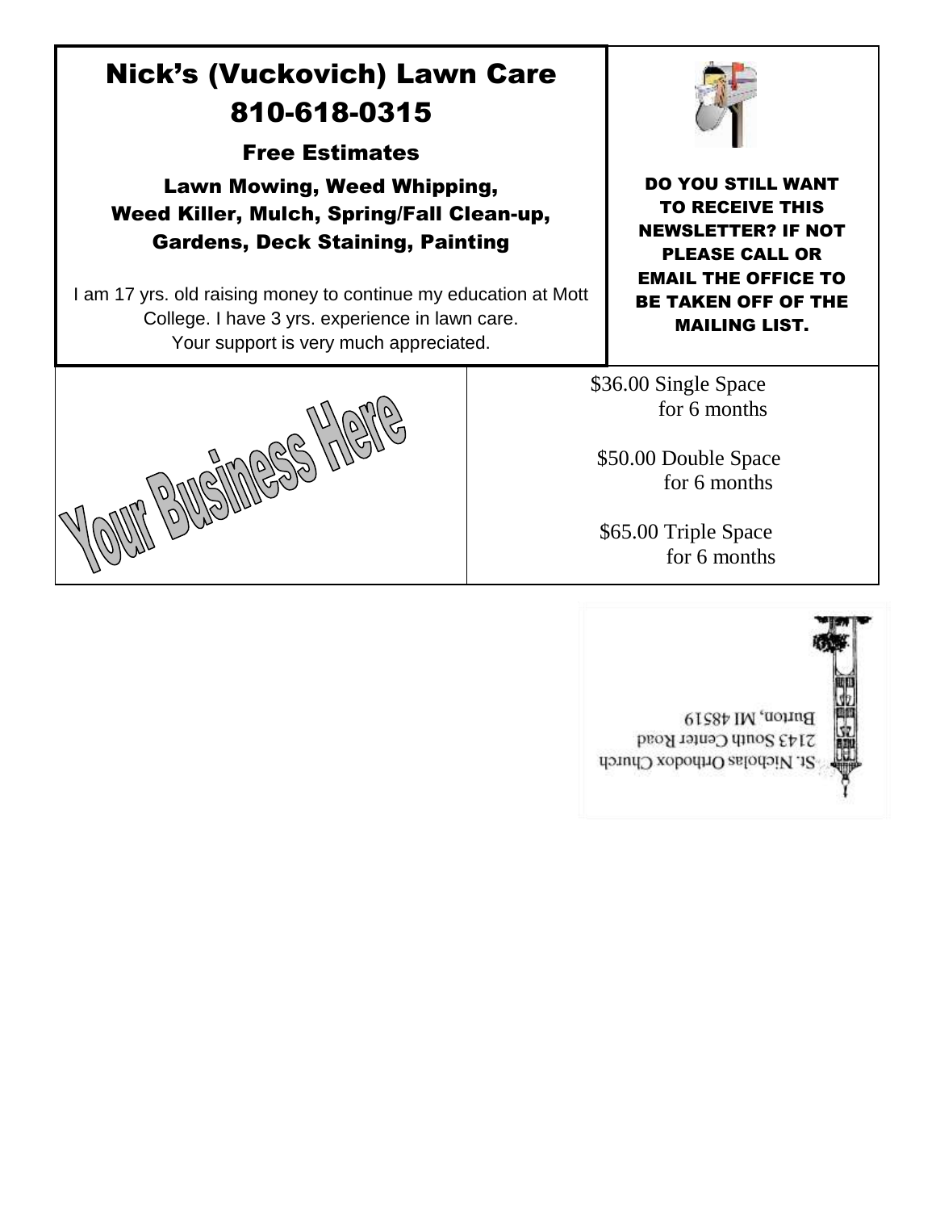## Nick's (Vuckovich) Lawn Care

## 810-618-0315

**Free Estimates**

**Lawn Mowing, Weed Whipping, Weed Killer, Mulch, Spring/Fall Clean-up, Gardens, Deck Staining, Painting**

I am 17 yrs. old raising money to continue my education at Mott College. I have 3 yrs. experience in lawn care. Your support is very much appreciated.

**DO YOU STILL WANT TO RECEIVE THIS NEWSLETTER? IF NOT PLEASE CALL OR EMAIL THE OFFICE TO BE TAKEN OFF OF THE MAILING LIST.**

Your Business Here

$36.00 Single Space for 6 months

$50.00 Double Space for 6 months

$65.00 Triple Space for 6 months

St. Nicholas Orthodox Church
2143 South Center Road
Burton, MI 48519